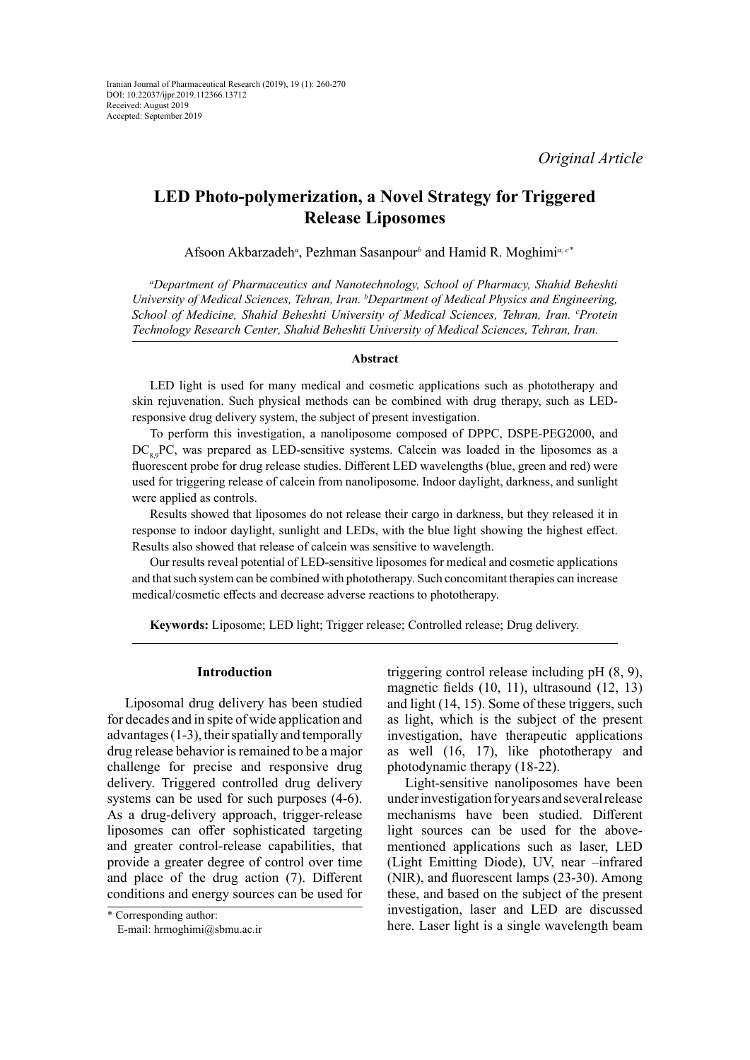*Original Article*

# LED Photo-polymerization, a Novel Strategy for Triggered Release Liposomes

Afsoon Akbarzadeh[a], Pezhman Sasanpour[b] and Hamid R. Moghimi[a, c*]

*[a]Department of Pharmaceutics and Nanotechnology, School of Pharmacy, Shahid Beheshti University of Medical Sciences, Tehran, Iran. [b]Department of Medical Physics and Engineering, School of Medicine, Shahid Beheshti University of Medical Sciences, Tehran, Iran. [c]Protein Technology Research Center, Shahid Beheshti University of Medical Sciences, Tehran, Iran.*

## Abstract

LED light is used for many medical and cosmetic applications such as phototherapy and skin rejuvenation. Such physical methods can be combined with drug therapy, such as LED-responsive drug delivery system, the subject of present investigation.

To perform this investigation, a nanoliposome composed of DPPC, DSPE-PEG2000, and $DC_{8,9}PC$, was prepared as LED-sensitive systems. Calcein was loaded in the liposomes as a fluorescent probe for drug release studies. Different LED wavelengths (blue, green and red) were used for triggering release of calcein from nanoliposome. Indoor daylight, darkness, and sunlight were applied as controls.

Results showed that liposomes do not release their cargo in darkness, but they released it in response to indoor daylight, sunlight and LEDs, with the blue light showing the highest effect. Results also showed that release of calcein was sensitive to wavelength.

Our results reveal potential of LED-sensitive liposomes for medical and cosmetic applications and that such system can be combined with phototherapy. Such concomitant therapies can increase medical/cosmetic effects and decrease adverse reactions to phototherapy.

**Keywords:** Liposome; LED light; Trigger release; Controlled release; Drug delivery.

## Introduction

Liposomal drug delivery has been studied for decades and in spite of wide application and advantages (1-3), their spatially and temporally drug release behavior is remained to be a major challenge for precise and responsive drug delivery. Triggered controlled drug delivery systems can be used for such purposes (4-6). As a drug-delivery approach, trigger-release liposomes can offer sophisticated targeting and greater control-release capabilities, that provide a greater degree of control over time and place of the drug action (7). Different conditions and energy sources can be used for triggering control release including pH (8, 9), magnetic fields (10, 11), ultrasound (12, 13) and light (14, 15). Some of these triggers, such as light, which is the subject of the present investigation, have therapeutic applications as well (16, 17), like phototherapy and photodynamic therapy (18-22).

Light-sensitive nanoliposomes have been under investigation for years and several release mechanisms have been studied. Different light sources can be used for the above-mentioned applications such as laser, LED (Light Emitting Diode), UV, near –infrared (NIR), and fluorescent lamps (23-30). Among these, and based on the subject of the present investigation, laser and LED are discussed here. Laser light is a single wavelength beam

\* Corresponding author:
E-mail: hrmoghimi@sbmu.ac.ir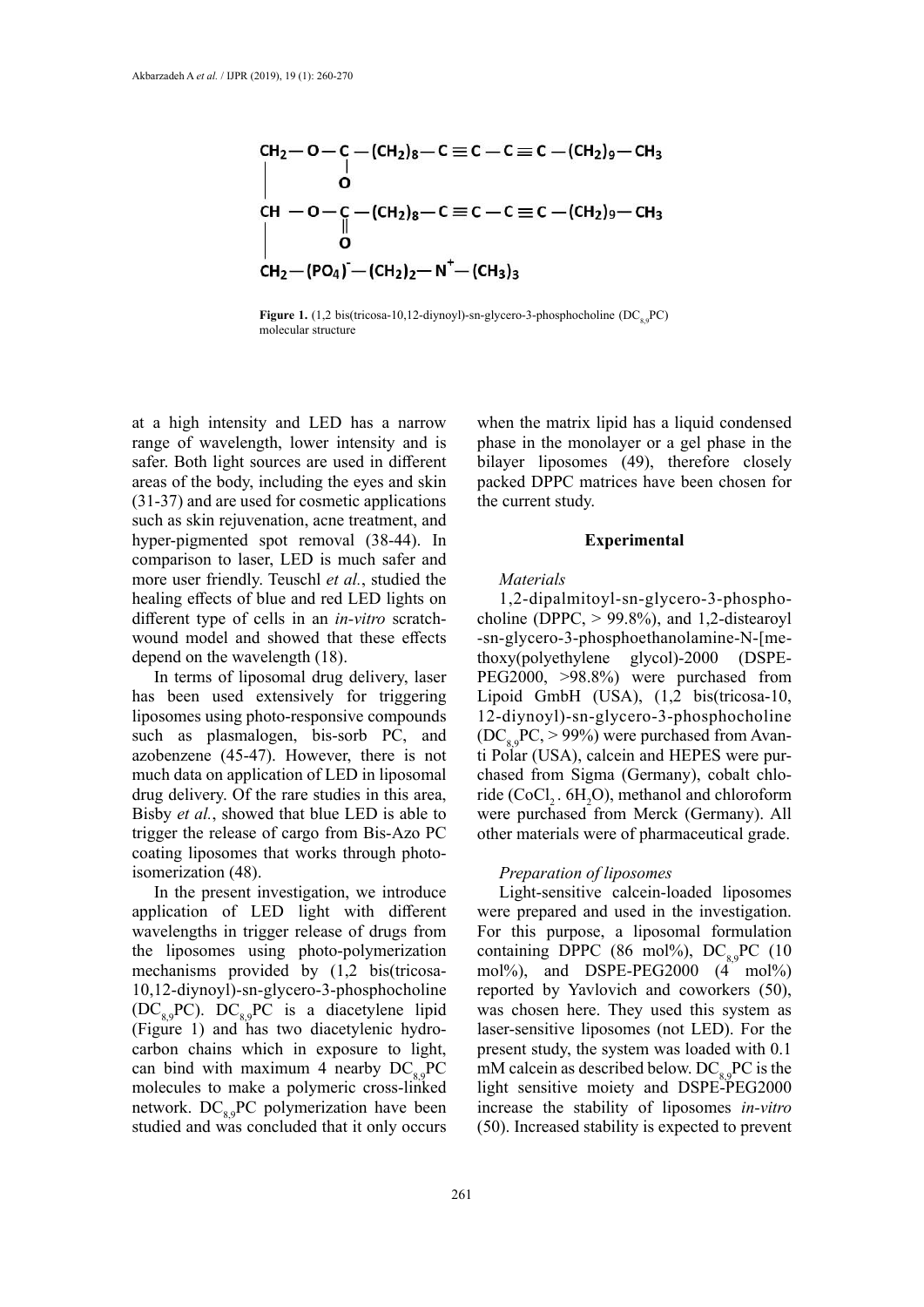$$
\begin{array}{l}
CH_2-O-\underset{\displaystyle |}{C}-(CH_2)_8-C\equiv C-C\equiv C-(CH_2)_9-CH_3 \\
\quad\quad\quad\ \ O \\
CH\ -O-\underset{\displaystyle \|}{C}-(CH_2)_8-C\equiv C-C\equiv C-(CH_2)_9-CH_3 \\
\quad\quad\quad\ \ O \\
CH_2-(PO_4)^{-}-(CH_2)_2-N^{+}-(CH_3)_3
\end{array}
$$

**Figure 1.** (1,2 bis(tricosa-10,12-diynoyl)-sn-glycero-3-phosphocholine ($DC_{8,9}PC$) molecular structure

at a high intensity and LED has a narrow range of wavelength, lower intensity and is safer. Both light sources are used in different areas of the body, including the eyes and skin (31-37) and are used for cosmetic applications such as skin rejuvenation, acne treatment, and hyper-pigmented spot removal (38-44). In comparison to laser, LED is much safer and more user friendly. Teuschl *et al.*, studied the healing effects of blue and red LED lights on different type of cells in an *in-vitro* scratch-wound model and showed that these effects depend on the wavelength (18).

In terms of liposomal drug delivery, laser has been used extensively for triggering liposomes using photo-responsive compounds such as plasmalogen, bis-sorb PC, and azobenzene (45-47). However, there is not much data on application of LED in liposomal drug delivery. Of the rare studies in this area, Bisby *et al.*, showed that blue LED is able to trigger the release of cargo from Bis-Azo PC coating liposomes that works through photo-isomerization (48).

In the present investigation, we introduce application of LED light with different wavelengths in trigger release of drugs from the liposomes using photo-polymerization mechanisms provided by (1,2 bis(tricosa-10,12-diynoyl)-sn-glycero-3-phosphocholine ($DC_{8,9}PC$). $DC_{8,9}PC$ is a diacetylene lipid (Figure 1) and has two diacetylenic hydrocarbon chains which in exposure to light, can bind with maximum 4 nearby $DC_{8,9}PC$ molecules to make a polymeric cross-linked network. $DC_{8,9}PC$ polymerization have been studied and was concluded that it only occurs when the matrix lipid has a liquid condensed phase in the monolayer or a gel phase in the bilayer liposomes (49), therefore closely packed DPPC matrices have been chosen for the current study.

## Experimental

### *Materials*

1,2-dipalmitoyl-sn-glycero-3-phosphocholine (DPPC, > 99.8%), and 1,2-distearoyl-sn-glycero-3-phosphoethanolamine-N-[methoxy(polyethylene glycol)-2000 (DSPE-PEG2000, >98.8%) were purchased from Lipoid GmbH (USA), (1,2 bis(tricosa-10,12-diynoyl)-sn-glycero-3-phosphocholine ($DC_{8,9}PC$, > 99%) were purchased from Avanti Polar (USA), calcein and HEPES were purchased from Sigma (Germany), cobalt chloride ($CoCl_2 . 6H_2O$), methanol and chloroform were purchased from Merck (Germany). All other materials were of pharmaceutical grade.

### *Preparation of liposomes*

Light-sensitive calcein-loaded liposomes were prepared and used in the investigation. For this purpose, a liposomal formulation containing DPPC (86 mol%), $DC_{8,9}PC$ (10 mol%), and DSPE-PEG2000 (4 mol%) reported by Yavlovich and coworkers (50), was chosen here. They used this system as laser-sensitive liposomes (not LED). For the present study, the system was loaded with 0.1 mM calcein as described below. $DC_{8,9}PC$ is the light sensitive moiety and DSPE-PEG2000 increase the stability of liposomes *in-vitro* (50). Increased stability is expected to prevent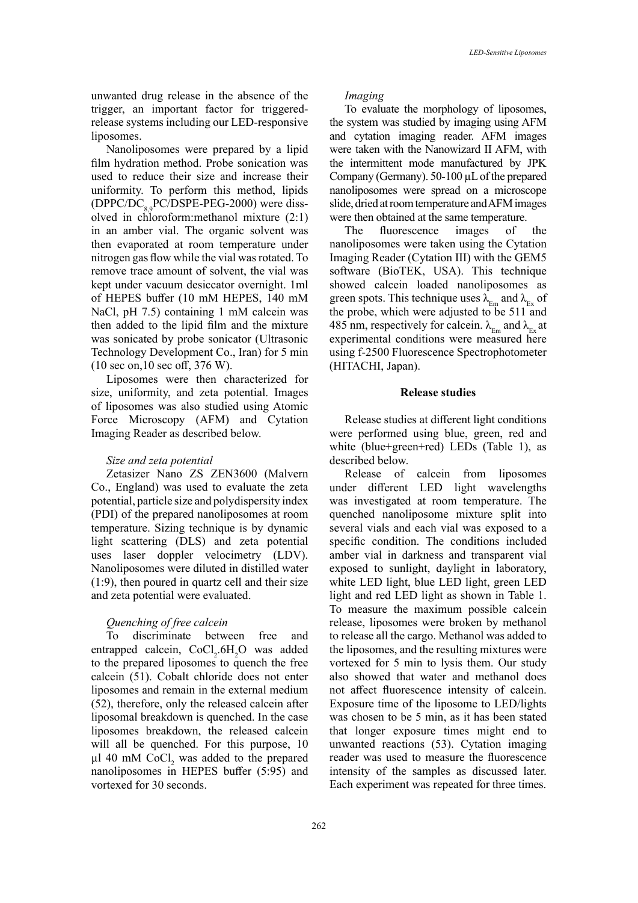unwanted drug release in the absence of the trigger, an important factor for triggered-release systems including our LED-responsive liposomes.

Nanoliposomes were prepared by a lipid film hydration method. Probe sonication was used to reduce their size and increase their uniformity. To perform this method, lipids (DPPC/$DC_{8,9}$PC/DSPE-PEG-2000) were dissolved in chloroform:methanol mixture (2:1) in an amber vial. The organic solvent was then evaporated at room temperature under nitrogen gas flow while the vial was rotated. To remove trace amount of solvent, the vial was kept under vacuum desiccator overnight. 1ml of HEPES buffer (10 mM HEPES, 140 mM NaCl, pH 7.5) containing 1 mM calcein was then added to the lipid film and the mixture was sonicated by probe sonicator (Ultrasonic Technology Development Co., Iran) for 5 min (10 sec on,10 sec off, 376 W).

Liposomes were then characterized for size, uniformity, and zeta potential. Images of liposomes was also studied using Atomic Force Microscopy (AFM) and Cytation Imaging Reader as described below.

*Size and zeta potential*

Zetasizer Nano ZS ZEN3600 (Malvern Co., England) was used to evaluate the zeta potential, particle size and polydispersity index (PDI) of the prepared nanoliposomes at room temperature. Sizing technique is by dynamic light scattering (DLS) and zeta potential uses laser doppler velocimetry (LDV). Nanoliposomes were diluted in distilled water (1:9), then poured in quartz cell and their size and zeta potential were evaluated.

*Quenching of free calcein*

To discriminate between free and entrapped calcein, $CoCl_2.6H_2O$ was added to the prepared liposomes to quench the free calcein (51). Cobalt chloride does not enter liposomes and remain in the external medium (52), therefore, only the released calcein after liposomal breakdown is quenched. In the case liposomes breakdown, the released calcein will all be quenched. For this purpose, 10 µl 40 mM $CoCl_2$ was added to the prepared nanoliposomes in HEPES buffer (5:95) and vortexed for 30 seconds.

*Imaging*

To evaluate the morphology of liposomes, the system was studied by imaging using AFM and cytation imaging reader. AFM images were taken with the Nanowizard II AFM, with the intermittent mode manufactured by JPK Company (Germany). 50-100 µL of the prepared nanoliposomes were spread on a microscope slide, dried at room temperature and AFM images were then obtained at the same temperature.

The fluorescence images of the nanoliposomes were taken using the Cytation Imaging Reader (Cytation III) with the GEM5 software (BioTEK, USA). This technique showed calcein loaded nanoliposomes as green spots. This technique uses $\lambda_{Em}$ and $\lambda_{Ex}$ of the probe, which were adjusted to be 511 and 485 nm, respectively for calcein. $\lambda_{Em}$ and $\lambda_{Ex}$ at experimental conditions were measured here using f-2500 Fluorescence Spectrophotometer (HITACHI, Japan).

## Release studies

Release studies at different light conditions were performed using blue, green, red and white (blue+green+red) LEDs (Table 1), as described below.

Release of calcein from liposomes under different LED light wavelengths was investigated at room temperature. The quenched nanoliposome mixture split into several vials and each vial was exposed to a specific condition. The conditions included amber vial in darkness and transparent vial exposed to sunlight, daylight in laboratory, white LED light, blue LED light, green LED light and red LED light as shown in Table 1. To measure the maximum possible calcein release, liposomes were broken by methanol to release all the cargo. Methanol was added to the liposomes, and the resulting mixtures were vortexed for 5 min to lysis them. Our study also showed that water and methanol does not affect fluorescence intensity of calcein. Exposure time of the liposome to LED/lights was chosen to be 5 min, as it has been stated that longer exposure times might end to unwanted reactions (53). Cytation imaging reader was used to measure the fluorescence intensity of the samples as discussed later. Each experiment was repeated for three times.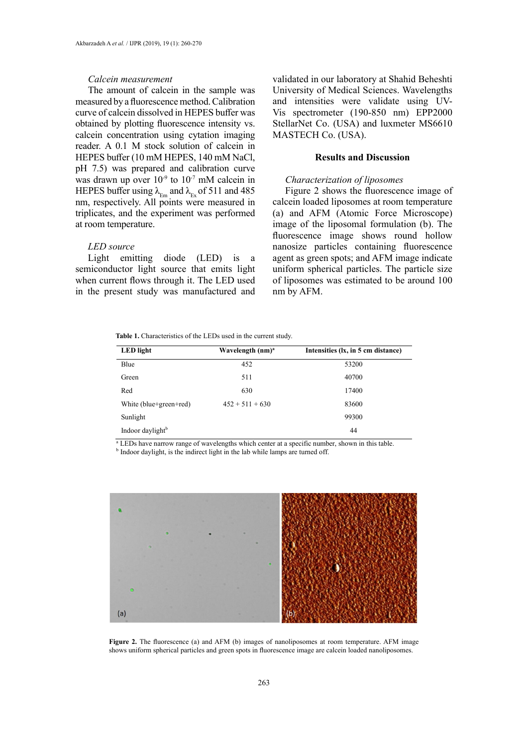*Calcein measurement*

The amount of calcein in the sample was measured by a fluorescence method. Calibration curve of calcein dissolved in HEPES buffer was obtained by plotting fluorescence intensity vs. calcein concentration using cytation imaging reader. A 0.1 M stock solution of calcein in HEPES buffer (10 mM HEPES, 140 mM NaCl, pH 7.5) was prepared and calibration curve was drawn up over $10^{-9}$ to $10^{-7}$ mM calcein in HEPES buffer using $\lambda_{Em}$ and $\lambda_{Ex}$ of 511 and 485 nm, respectively. All points were measured in triplicates, and the experiment was performed at room temperature.

*LED source*

Light emitting diode (LED) is a semiconductor light source that emits light when current flows through it. The LED used in the present study was manufactured and validated in our laboratory at Shahid Beheshti University of Medical Sciences. Wavelengths and intensities were validate using UV-Vis spectrometer (190-850 nm) EPP2000 StellarNet Co. (USA) and luxmeter MS6610 MASTECH Co. (USA).

## Results and Discussion

*Characterization of liposomes*

Figure 2 shows the fluorescence image of calcein loaded liposomes at room temperature (a) and AFM (Atomic Force Microscope) image of the liposomal formulation (b). The fluorescence image shows round hollow nanosize particles containing fluorescence agent as green spots; and AFM image indicate uniform spherical particles. The particle size of liposomes was estimated to be around 100 nm by AFM.

**Table 1.** Characteristics of the LEDs used in the current study.

| LED light | Wavelength (nm)[a] | Intensities (lx, in 5 cm distance) |
|---|---|---|
| Blue | 452 | 53200 |
| Green | 511 | 40700 |
| Red | 630 | 17400 |
| White (blue+green+red) | 452 + 511 + 630 | 83600 |
| Sunlight | | 99300 |
| Indoor daylight[b] | | 44 |

[a] LEDs have narrow range of wavelengths which center at a specific number, shown in this table.
[b] Indoor daylight, is the indirect light in the lab while lamps are turned off.

**Figure 2.** The fluorescence (a) and AFM (b) images of nanoliposomes at room temperature. AFM image shows uniform spherical particles and green spots in fluorescence image are calcein loaded nanoliposomes.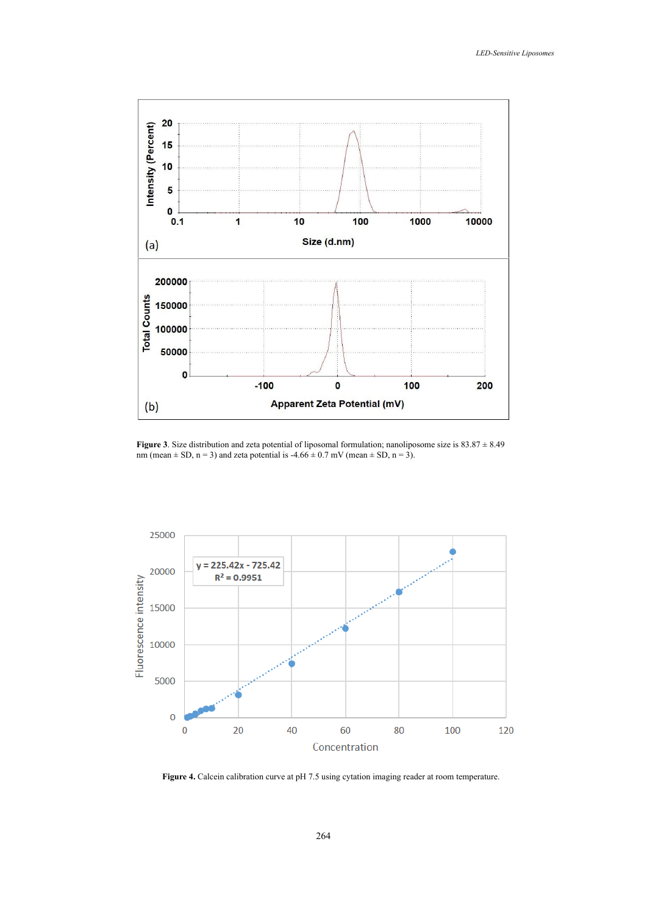**Figure 3**. Size distribution and zeta potential of liposomal formulation; nanoliposome size is 83.87 ± 8.49 nm (mean ± SD, n = 3) and zeta potential is -4.66 ± 0.7 mV (mean ± SD, n = 3).

**Figure 4.** Calcein calibration curve at pH 7.5 using cytation imaging reader at room temperature.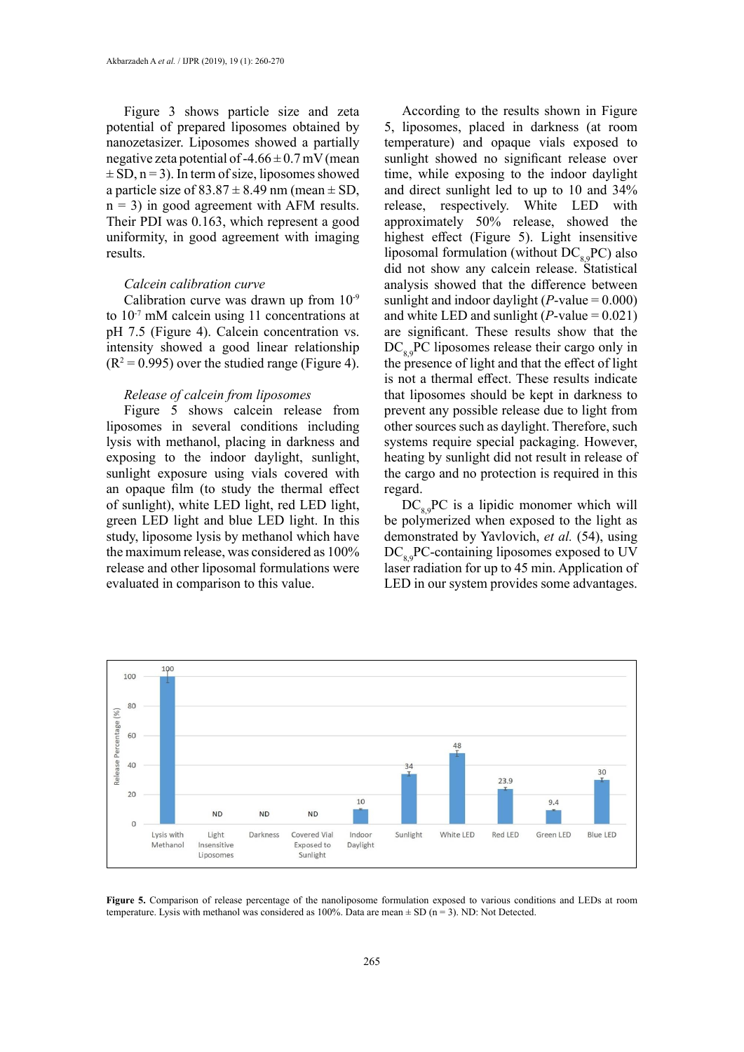Figure 3 shows particle size and zeta potential of prepared liposomes obtained by nanozetasizer. Liposomes showed a partially negative zeta potential of -4.66 ± 0.7 mV (mean ± SD, n = 3). In term of size, liposomes showed a particle size of 83.87 ± 8.49 nm (mean ± SD, n = 3) in good agreement with AFM results. Their PDI was 0.163, which represent a good uniformity, in good agreement with imaging results.

*Calcein calibration curve*

Calibration curve was drawn up from $10^{-9}$ to $10^{-7}$ mM calcein using 11 concentrations at pH 7.5 (Figure 4). Calcein concentration vs. intensity showed a good linear relationship ($R^2 = 0.995$) over the studied range (Figure 4).

*Release of calcein from liposomes*

Figure 5 shows calcein release from liposomes in several conditions including lysis with methanol, placing in darkness and exposing to the indoor daylight, sunlight, sunlight exposure using vials covered with an opaque film (to study the thermal effect of sunlight), white LED light, red LED light, green LED light and blue LED light. In this study, liposome lysis by methanol which have the maximum release, was considered as 100% release and other liposomal formulations were evaluated in comparison to this value.

According to the results shown in Figure 5, liposomes, placed in darkness (at room temperature) and opaque vials exposed to sunlight showed no significant release over time, while exposing to the indoor daylight and direct sunlight led to up to 10 and 34% release, respectively. White LED with approximately 50% release, showed the highest effect (Figure 5). Light insensitive liposomal formulation (without $DC_{8,9}PC$) also did not show any calcein release. Statistical analysis showed that the difference between sunlight and indoor daylight (*P*-value = 0.000) and white LED and sunlight (*P*-value = 0.021) are significant. These results show that the $DC_{8,9}PC$ liposomes release their cargo only in the presence of light and that the effect of light is not a thermal effect. These results indicate that liposomes should be kept in darkness to prevent any possible release due to light from other sources such as daylight. Therefore, such systems require special packaging. However, heating by sunlight did not result in release of the cargo and no protection is required in this regard.

$DC_{8,9}PC$ is a lipidic monomer which will be polymerized when exposed to the light as demonstrated by Yavlovich, *et al.* (54), using $DC_{8,9}PC$-containing liposomes exposed to UV laser radiation for up to 45 min. Application of LED in our system provides some advantages.

**Figure 5.** Comparison of release percentage of the nanoliposome formulation exposed to various conditions and LEDs at room temperature. Lysis with methanol was considered as 100%. Data are mean ± SD (n = 3). ND: Not Detected.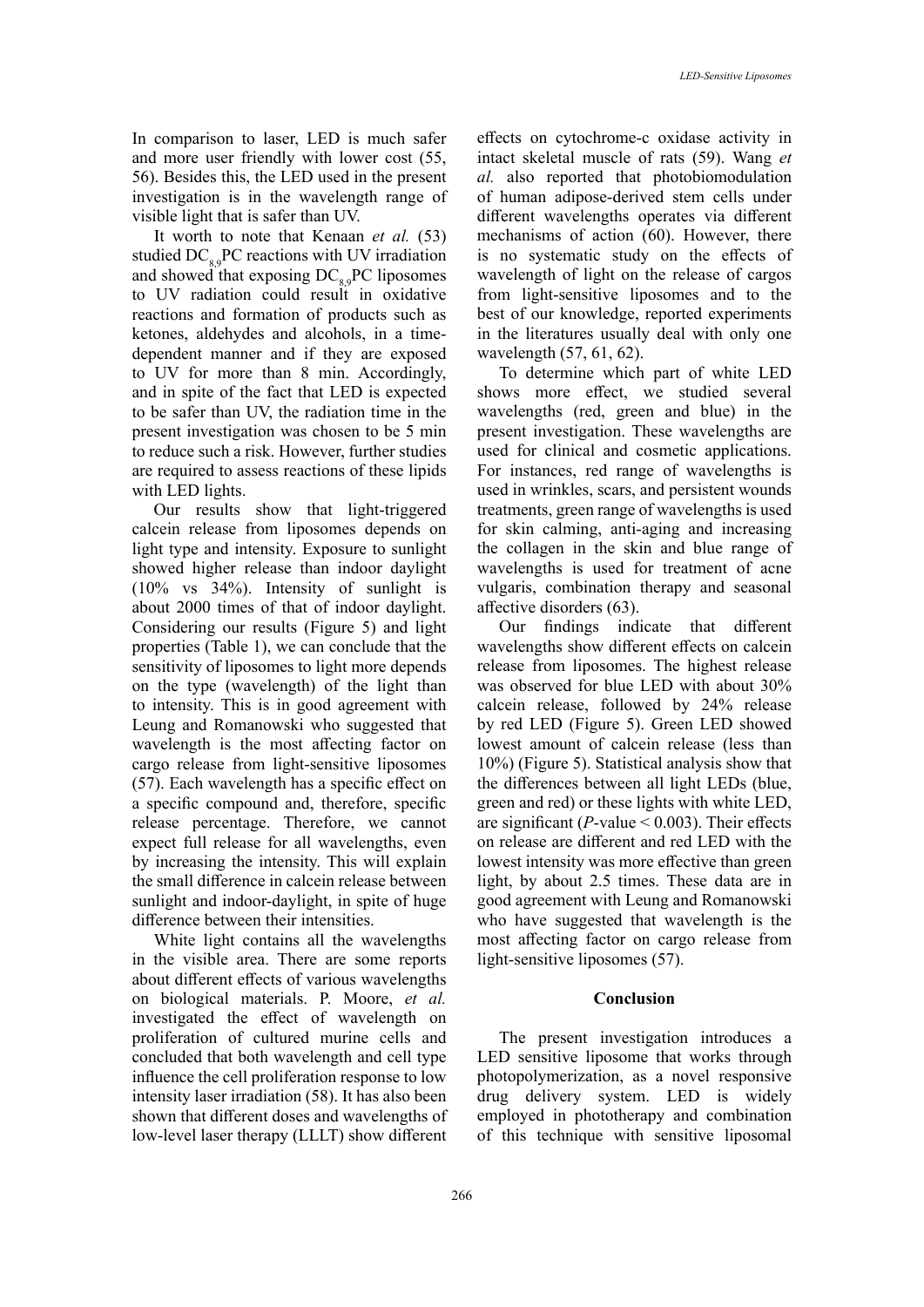In comparison to laser, LED is much safer and more user friendly with lower cost (55, 56). Besides this, the LED used in the present investigation is in the wavelength range of visible light that is safer than UV.

It worth to note that Kenaan *et al.* (53) studied $DC_{8,9}PC$ reactions with UV irradiation and showed that exposing $DC_{8,9}PC$ liposomes to UV radiation could result in oxidative reactions and formation of products such as ketones, aldehydes and alcohols, in a time-dependent manner and if they are exposed to UV for more than 8 min. Accordingly, and in spite of the fact that LED is expected to be safer than UV, the radiation time in the present investigation was chosen to be 5 min to reduce such a risk. However, further studies are required to assess reactions of these lipids with LED lights.

Our results show that light-triggered calcein release from liposomes depends on light type and intensity. Exposure to sunlight showed higher release than indoor daylight (10% vs 34%). Intensity of sunlight is about 2000 times of that of indoor daylight. Considering our results (Figure 5) and light properties (Table 1), we can conclude that the sensitivity of liposomes to light more depends on the type (wavelength) of the light than to intensity. This is in good agreement with Leung and Romanowski who suggested that wavelength is the most affecting factor on cargo release from light-sensitive liposomes (57). Each wavelength has a specific effect on a specific compound and, therefore, specific release percentage. Therefore, we cannot expect full release for all wavelengths, even by increasing the intensity. This will explain the small difference in calcein release between sunlight and indoor-daylight, in spite of huge difference between their intensities.

White light contains all the wavelengths in the visible area. There are some reports about different effects of various wavelengths on biological materials. P. Moore, *et al.* investigated the effect of wavelength on proliferation of cultured murine cells and concluded that both wavelength and cell type influence the cell proliferation response to low intensity laser irradiation (58). It has also been shown that different doses and wavelengths of low-level laser therapy (LLLT) show different effects on cytochrome-c oxidase activity in intact skeletal muscle of rats (59). Wang *et al.* also reported that photobiomodulation of human adipose-derived stem cells under different wavelengths operates via different mechanisms of action (60). However, there is no systematic study on the effects of wavelength of light on the release of cargos from light-sensitive liposomes and to the best of our knowledge, reported experiments in the literatures usually deal with only one wavelength (57, 61, 62).

To determine which part of white LED shows more effect, we studied several wavelengths (red, green and blue) in the present investigation. These wavelengths are used for clinical and cosmetic applications. For instances, red range of wavelengths is used in wrinkles, scars, and persistent wounds treatments, green range of wavelengths is used for skin calming, anti-aging and increasing the collagen in the skin and blue range of wavelengths is used for treatment of acne vulgaris, combination therapy and seasonal affective disorders (63).

Our findings indicate that different wavelengths show different effects on calcein release from liposomes. The highest release was observed for blue LED with about 30% calcein release, followed by 24% release by red LED (Figure 5). Green LED showed lowest amount of calcein release (less than 10%) (Figure 5). Statistical analysis show that the differences between all light LEDs (blue, green and red) or these lights with white LED, are significant ($P$-value $< 0.003$). Their effects on release are different and red LED with the lowest intensity was more effective than green light, by about 2.5 times. These data are in good agreement with Leung and Romanowski who have suggested that wavelength is the most affecting factor on cargo release from light-sensitive liposomes (57).

## Conclusion

The present investigation introduces a LED sensitive liposome that works through photopolymerization, as a novel responsive drug delivery system. LED is widely employed in phototherapy and combination of this technique with sensitive liposomal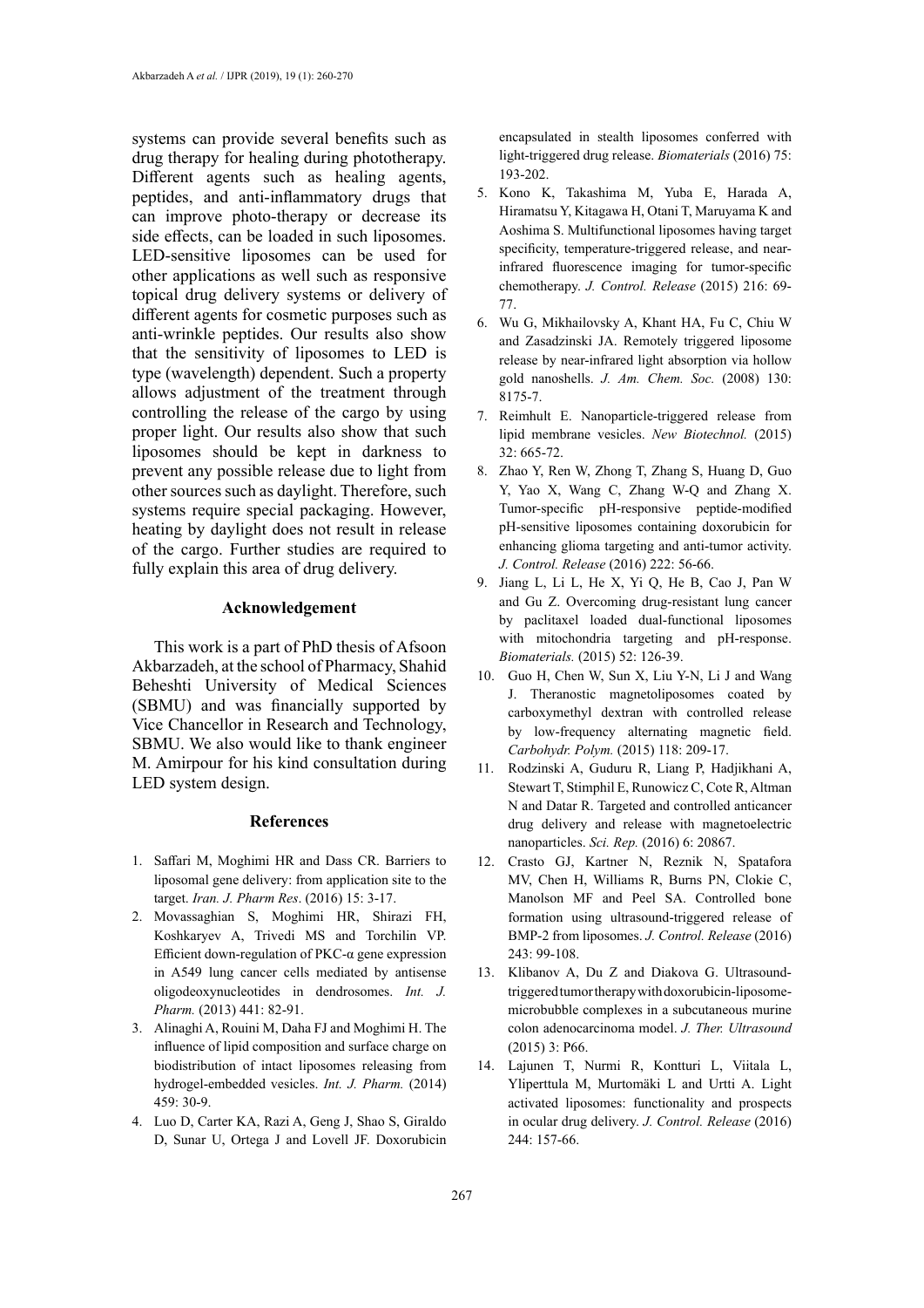systems can provide several benefits such as drug therapy for healing during phototherapy. Different agents such as healing agents, peptides, and anti-inflammatory drugs that can improve photo-therapy or decrease its side effects, can be loaded in such liposomes. LED-sensitive liposomes can be used for other applications as well such as responsive topical drug delivery systems or delivery of different agents for cosmetic purposes such as anti-wrinkle peptides. Our results also show that the sensitivity of liposomes to LED is type (wavelength) dependent. Such a property allows adjustment of the treatment through controlling the release of the cargo by using proper light. Our results also show that such liposomes should be kept in darkness to prevent any possible release due to light from other sources such as daylight. Therefore, such systems require special packaging. However, heating by daylight does not result in release of the cargo. Further studies are required to fully explain this area of drug delivery.

## Acknowledgement

This work is a part of PhD thesis of Afsoon Akbarzadeh, at the school of Pharmacy, Shahid Beheshti University of Medical Sciences (SBMU) and was financially supported by Vice Chancellor in Research and Technology, SBMU. We also would like to thank engineer M. Amirpour for his kind consultation during LED system design.

## References

1. Saffari M, Moghimi HR and Dass CR. Barriers to liposomal gene delivery: from application site to the target. *Iran. J. Pharm Res*. (2016) 15: 3-17.
2. Movassaghian S, Moghimi HR, Shirazi FH, Koshkaryev A, Trivedi MS and Torchilin VP. Efficient down-regulation of PKC-α gene expression in A549 lung cancer cells mediated by antisense oligodeoxynucleotides in dendrosomes. *Int. J. Pharm.* (2013) 441: 82-91.
3. Alinaghi A, Rouini M, Daha FJ and Moghimi H. The influence of lipid composition and surface charge on biodistribution of intact liposomes releasing from hydrogel-embedded vesicles. *Int. J. Pharm.* (2014) 459: 30-9.
4. Luo D, Carter KA, Razi A, Geng J, Shao S, Giraldo D, Sunar U, Ortega J and Lovell JF. Doxorubicin encapsulated in stealth liposomes conferred with light-triggered drug release. *Biomaterials* (2016) 75: 193-202.
5. Kono K, Takashima M, Yuba E, Harada A, Hiramatsu Y, Kitagawa H, Otani T, Maruyama K and Aoshima S. Multifunctional liposomes having target specificity, temperature-triggered release, and near-infrared fluorescence imaging for tumor-specific chemotherapy. *J. Control. Release* (2015) 216: 69-77.
6. Wu G, Mikhailovsky A, Khant HA, Fu C, Chiu W and Zasadzinski JA. Remotely triggered liposome release by near-infrared light absorption via hollow gold nanoshells. *J. Am. Chem. Soc.* (2008) 130: 8175-7.
7. Reimhult E. Nanoparticle-triggered release from lipid membrane vesicles. *New Biotechnol.* (2015) 32: 665-72.
8. Zhao Y, Ren W, Zhong T, Zhang S, Huang D, Guo Y, Yao X, Wang C, Zhang W-Q and Zhang X. Tumor-specific pH-responsive peptide-modified pH-sensitive liposomes containing doxorubicin for enhancing glioma targeting and anti-tumor activity. *J. Control. Release* (2016) 222: 56-66.
9. Jiang L, Li L, He X, Yi Q, He B, Cao J, Pan W and Gu Z. Overcoming drug-resistant lung cancer by paclitaxel loaded dual-functional liposomes with mitochondria targeting and pH-response. *Biomaterials.* (2015) 52: 126-39.
10. Guo H, Chen W, Sun X, Liu Y-N, Li J and Wang J. Theranostic magnetoliposomes coated by carboxymethyl dextran with controlled release by low-frequency alternating magnetic field. *Carbohydr. Polym.* (2015) 118: 209-17.
11. Rodzinski A, Guduru R, Liang P, Hadjikhani A, Stewart T, Stimphil E, Runowicz C, Cote R, Altman N and Datar R. Targeted and controlled anticancer drug delivery and release with magnetoelectric nanoparticles. *Sci. Rep.* (2016) 6: 20867.
12. Crasto GJ, Kartner N, Reznik N, Spatafora MV, Chen H, Williams R, Burns PN, Clokie C, Manolson MF and Peel SA. Controlled bone formation using ultrasound-triggered release of BMP-2 from liposomes. *J. Control. Release* (2016) 243: 99-108.
13. Klibanov A, Du Z and Diakova G. Ultrasound-triggered tumor therapy with doxorubicin-liposome-microbubble complexes in a subcutaneous murine colon adenocarcinoma model. *J. Ther. Ultrasound* (2015) 3: P66.
14. Lajunen T, Nurmi R, Kontturi L, Viitala L, Yliperttula M, Murtomäki L and Urtti A. Light activated liposomes: functionality and prospects in ocular drug delivery. *J. Control. Release* (2016) 244: 157-66.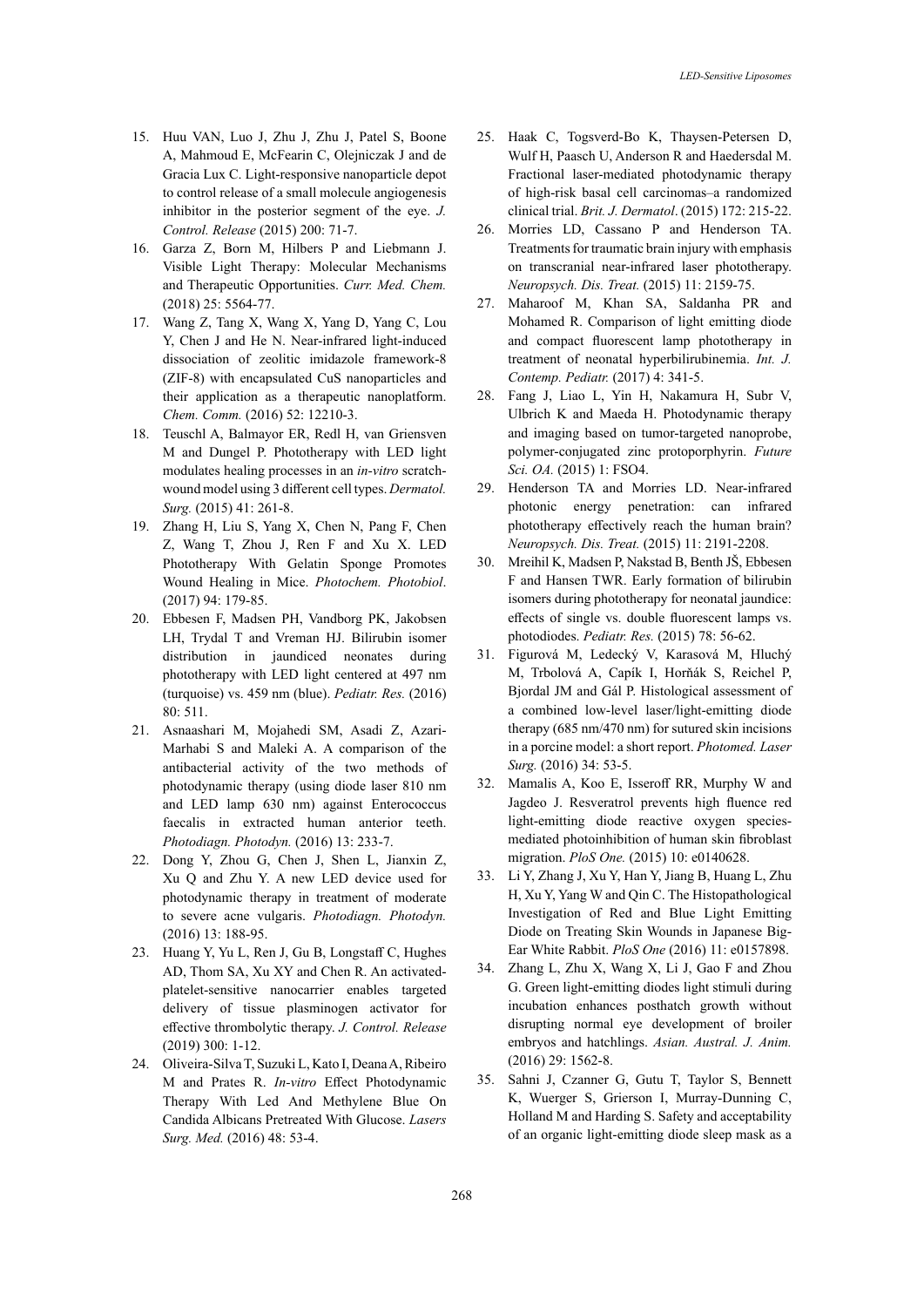15. Huu VAN, Luo J, Zhu J, Zhu J, Patel S, Boone A, Mahmoud E, McFearin C, Olejniczak J and de Gracia Lux C. Light-responsive nanoparticle depot to control release of a small molecule angiogenesis inhibitor in the posterior segment of the eye. *J. Control. Release* (2015) 200: 71-7.
16. Garza Z, Born M, Hilbers P and Liebmann J. Visible Light Therapy: Molecular Mechanisms and Therapeutic Opportunities. *Curr. Med. Chem.* (2018) 25: 5564-77.
17. Wang Z, Tang X, Wang X, Yang D, Yang C, Lou Y, Chen J and He N. Near-infrared light-induced dissociation of zeolitic imidazole framework-8 (ZIF-8) with encapsulated CuS nanoparticles and their application as a therapeutic nanoplatform. *Chem. Comm.* (2016) 52: 12210-3.
18. Teuschl A, Balmayor ER, Redl H, van Griensven M and Dungel P. Phototherapy with LED light modulates healing processes in an *in-vitro* scratch-wound model using 3 different cell types. *Dermatol. Surg.* (2015) 41: 261-8.
19. Zhang H, Liu S, Yang X, Chen N, Pang F, Chen Z, Wang T, Zhou J, Ren F and Xu X. LED Phototherapy With Gelatin Sponge Promotes Wound Healing in Mice. *Photochem. Photobiol*. (2017) 94: 179-85.
20. Ebbesen F, Madsen PH, Vandborg PK, Jakobsen LH, Trydal T and Vreman HJ. Bilirubin isomer distribution in jaundiced neonates during phototherapy with LED light centered at 497 nm (turquoise) vs. 459 nm (blue). *Pediatr. Res.* (2016) 80: 511.
21. Asnaashari M, Mojahedi SM, Asadi Z, Azari-Marhabi S and Maleki A. A comparison of the antibacterial activity of the two methods of photodynamic therapy (using diode laser 810 nm and LED lamp 630 nm) against Enterococcus faecalis in extracted human anterior teeth. *Photodiagn. Photodyn.* (2016) 13: 233-7.
22. Dong Y, Zhou G, Chen J, Shen L, Jianxin Z, Xu Q and Zhu Y. A new LED device used for photodynamic therapy in treatment of moderate to severe acne vulgaris. *Photodiagn. Photodyn.* (2016) 13: 188-95.
23. Huang Y, Yu L, Ren J, Gu B, Longstaff C, Hughes AD, Thom SA, Xu XY and Chen R. An activated-platelet-sensitive nanocarrier enables targeted delivery of tissue plasminogen activator for effective thrombolytic therapy. *J. Control. Release* (2019) 300: 1-12.
24. Oliveira-Silva T, Suzuki L, Kato I, Deana A, Ribeiro M and Prates R. *In-vitro* Effect Photodynamic Therapy With Led And Methylene Blue On Candida Albicans Pretreated With Glucose. *Lasers Surg. Med.* (2016) 48: 53-4.
25. Haak C, Togsverd-Bo K, Thaysen-Petersen D, Wulf H, Paasch U, Anderson R and Haedersdal M. Fractional laser-mediated photodynamic therapy of high-risk basal cell carcinomas–a randomized clinical trial. *Brit. J. Dermatol*. (2015) 172: 215-22.
26. Morries LD, Cassano P and Henderson TA. Treatments for traumatic brain injury with emphasis on transcranial near-infrared laser phototherapy. *Neuropsych. Dis. Treat.* (2015) 11: 2159-75.
27. Maharoof M, Khan SA, Saldanha PR and Mohamed R. Comparison of light emitting diode and compact fluorescent lamp phototherapy in treatment of neonatal hyperbilirubinemia. *Int. J. Contemp. Pediatr.* (2017) 4: 341-5.
28. Fang J, Liao L, Yin H, Nakamura H, Subr V, Ulbrich K and Maeda H. Photodynamic therapy and imaging based on tumor-targeted nanoprobe, polymer-conjugated zinc protoporphyrin. *Future Sci. OA.* (2015) 1: FSO4.
29. Henderson TA and Morries LD. Near-infrared photonic energy penetration: can infrared phototherapy effectively reach the human brain? *Neuropsych. Dis. Treat.* (2015) 11: 2191-2208.
30. Mreihil K, Madsen P, Nakstad B, Benth JŠ, Ebbesen F and Hansen TWR. Early formation of bilirubin isomers during phototherapy for neonatal jaundice: effects of single vs. double fluorescent lamps vs. photodiodes. *Pediatr. Res.* (2015) 78: 56-62.
31. Figurová M, Ledecký V, Karasová M, Hluchý M, Trbolová A, Capík I, Horňák S, Reichel P, Bjordal JM and Gál P. Histological assessment of a combined low-level laser/light-emitting diode therapy (685 nm/470 nm) for sutured skin incisions in a porcine model: a short report. *Photomed. Laser Surg.* (2016) 34: 53-5.
32. Mamalis A, Koo E, Isseroff RR, Murphy W and Jagdeo J. Resveratrol prevents high fluence red light-emitting diode reactive oxygen species-mediated photoinhibition of human skin fibroblast migration. *PloS One.* (2015) 10: e0140628.
33. Li Y, Zhang J, Xu Y, Han Y, Jiang B, Huang L, Zhu H, Xu Y, Yang W and Qin C. The Histopathological Investigation of Red and Blue Light Emitting Diode on Treating Skin Wounds in Japanese Big-Ear White Rabbit. *PloS One* (2016) 11: e0157898.
34. Zhang L, Zhu X, Wang X, Li J, Gao F and Zhou G. Green light-emitting diodes light stimuli during incubation enhances posthatch growth without disrupting normal eye development of broiler embryos and hatchlings. *Asian. Austral. J. Anim.* (2016) 29: 1562-8.
35. Sahni J, Czanner G, Gutu T, Taylor S, Bennett K, Wuerger S, Grierson I, Murray-Dunning C, Holland M and Harding S. Safety and acceptability of an organic light-emitting diode sleep mask as a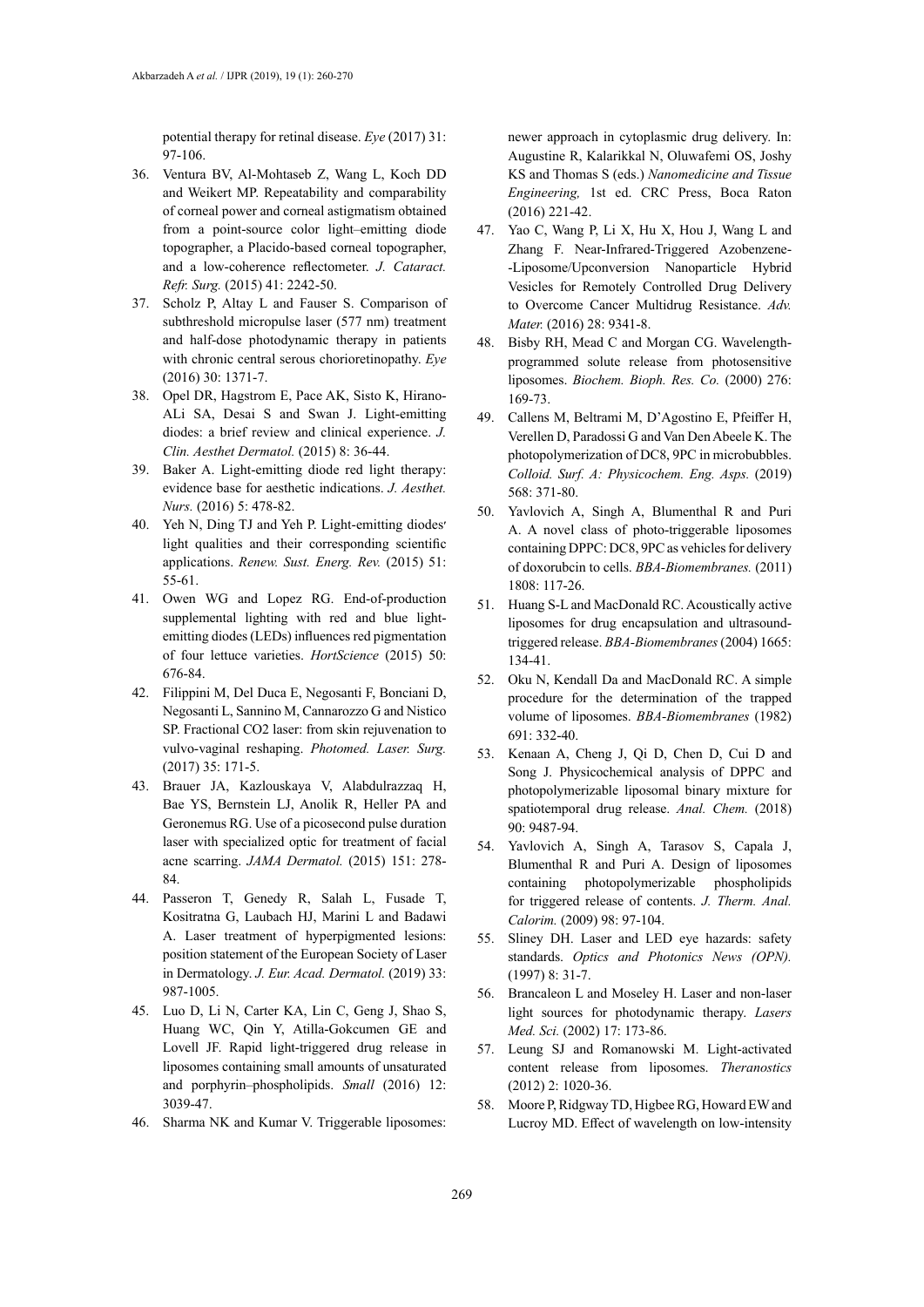potential therapy for retinal disease. *Eye* (2017) 31: 97-106.

36. Ventura BV, Al-Mohtaseb Z, Wang L, Koch DD and Weikert MP. Repeatability and comparability of corneal power and corneal astigmatism obtained from a point-source color light–emitting diode topographer, a Placido-based corneal topographer, and a low-coherence reflectometer. *J. Cataract. Refr. Surg.* (2015) 41: 2242-50.
37. Scholz P, Altay L and Fauser S. Comparison of subthreshold micropulse laser (577 nm) treatment and half-dose photodynamic therapy in patients with chronic central serous chorioretinopathy. *Eye* (2016) 30: 1371-7.
38. Opel DR, Hagstrom E, Pace AK, Sisto K, Hirano-ALi SA, Desai S and Swan J. Light-emitting diodes: a brief review and clinical experience. *J. Clin. Aesthet Dermatol.* (2015) 8: 36-44.
39. Baker A. Light-emitting diode red light therapy: evidence base for aesthetic indications. *J. Aesthet. Nurs.* (2016) 5: 478-82.
40. Yeh N, Ding TJ and Yeh P. Light-emitting diodes′ light qualities and their corresponding scientific applications. *Renew. Sust. Energ. Rev.* (2015) 51: 55-61.
41. Owen WG and Lopez RG. End-of-production supplemental lighting with red and blue light-emitting diodes (LEDs) influences red pigmentation of four lettuce varieties. *HortScience* (2015) 50: 676-84.
42. Filippini M, Del Duca E, Negosanti F, Bonciani D, Negosanti L, Sannino M, Cannarozzo G and Nistico SP. Fractional CO2 laser: from skin rejuvenation to vulvo-vaginal reshaping. *Photomed. Laser. Surg.* (2017) 35: 171-5.
43. Brauer JA, Kazlouskaya V, Alabdulrazzaq H, Bae YS, Bernstein LJ, Anolik R, Heller PA and Geronemus RG. Use of a picosecond pulse duration laser with specialized optic for treatment of facial acne scarring. *JAMA Dermatol.* (2015) 151: 278-84.
44. Passeron T, Genedy R, Salah L, Fusade T, Kositratna G, Laubach HJ, Marini L and Badawi A. Laser treatment of hyperpigmented lesions: position statement of the European Society of Laser in Dermatology. *J. Eur. Acad. Dermatol.* (2019) 33: 987-1005.
45. Luo D, Li N, Carter KA, Lin C, Geng J, Shao S, Huang WC, Qin Y, Atilla-Gokcumen GE and Lovell JF. Rapid light-triggered drug release in liposomes containing small amounts of unsaturated and porphyrin–phospholipids. *Small* (2016) 12: 3039-47.
46. Sharma NK and Kumar V. Triggerable liposomes: newer approach in cytoplasmic drug delivery. In: Augustine R, Kalarikkal N, Oluwafemi OS, Joshy KS and Thomas S (eds.) *Nanomedicine and Tissue Engineering,* 1st ed. CRC Press, Boca Raton (2016) 221-42.
47. Yao C, Wang P, Li X, Hu X, Hou J, Wang L and Zhang F. Near-Infrared-Triggered Azobenzene--Liposome/Upconversion Nanoparticle Hybrid Vesicles for Remotely Controlled Drug Delivery to Overcome Cancer Multidrug Resistance. *Adv. Mater.* (2016) 28: 9341-8.
48. Bisby RH, Mead C and Morgan CG. Wavelength-programmed solute release from photosensitive liposomes. *Biochem. Bioph. Res. Co.* (2000) 276: 169-73.
49. Callens M, Beltrami M, D'Agostino E, Pfeiffer H, Verellen D, Paradossi G and Van Den Abeele K. The photopolymerization of DC8, 9PC in microbubbles. *Colloid. Surf. A: Physicochem. Eng. Asps.* (2019) 568: 371-80.
50. Yavlovich A, Singh A, Blumenthal R and Puri A. A novel class of photo-triggerable liposomes containing DPPC: DC8, 9PC as vehicles for delivery of doxorubcin to cells. *BBA-Biomembranes.* (2011) 1808: 117-26.
51. Huang S-L and MacDonald RC. Acoustically active liposomes for drug encapsulation and ultrasound-triggered release. *BBA-Biomembranes* (2004) 1665: 134-41.
52. Oku N, Kendall Da and MacDonald RC. A simple procedure for the determination of the trapped volume of liposomes. *BBA-Biomembranes* (1982) 691: 332-40.
53. Kenaan A, Cheng J, Qi D, Chen D, Cui D and Song J. Physicochemical analysis of DPPC and photopolymerizable liposomal binary mixture for spatiotemporal drug release. *Anal. Chem.* (2018) 90: 9487-94.
54. Yavlovich A, Singh A, Tarasov S, Capala J, Blumenthal R and Puri A. Design of liposomes containing photopolymerizable phospholipids for triggered release of contents. *J. Therm. Anal. Calorim.* (2009) 98: 97-104.
55. Sliney DH. Laser and LED eye hazards: safety standards. *Optics and Photonics News (OPN).* (1997) 8: 31-7.
56. Brancaleon L and Moseley H. Laser and non-laser light sources for photodynamic therapy. *Lasers Med. Sci.* (2002) 17: 173-86.
57. Leung SJ and Romanowski M. Light-activated content release from liposomes. *Theranostics* (2012) 2: 1020-36.
58. Moore P, Ridgway TD, Higbee RG, Howard EW and Lucroy MD. Effect of wavelength on low-intensity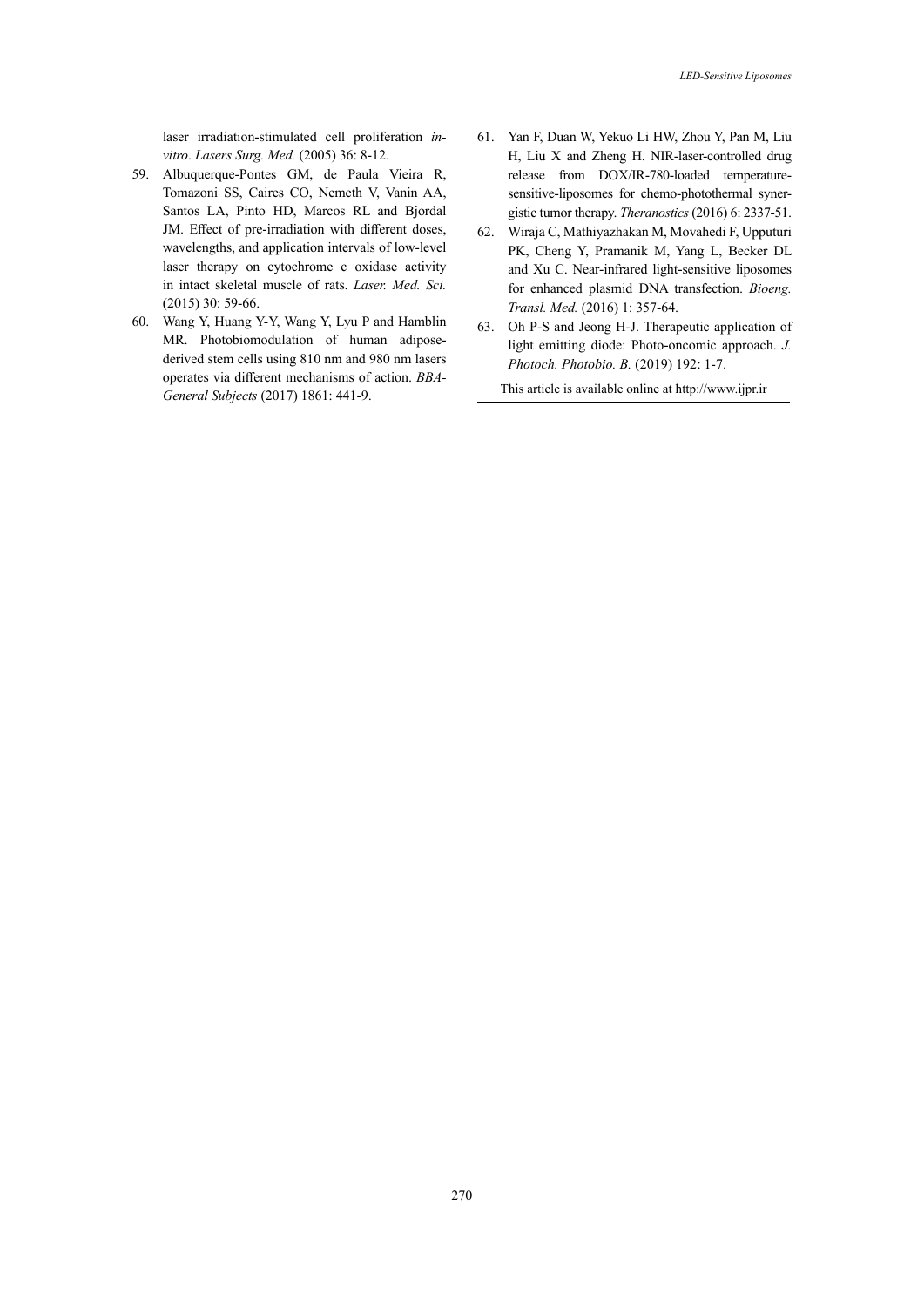laser irradiation-stimulated cell proliferation *in-vitro*. *Lasers Surg. Med.* (2005) 36: 8-12.

59. Albuquerque-Pontes GM, de Paula Vieira R, Tomazoni SS, Caires CO, Nemeth V, Vanin AA, Santos LA, Pinto HD, Marcos RL and Bjordal JM. Effect of pre-irradiation with different doses, wavelengths, and application intervals of low-level laser therapy on cytochrome c oxidase activity in intact skeletal muscle of rats. *Laser. Med. Sci.* (2015) 30: 59-66.
60. Wang Y, Huang Y-Y, Wang Y, Lyu P and Hamblin MR. Photobiomodulation of human adipose-derived stem cells using 810 nm and 980 nm lasers operates via different mechanisms of action. *BBA-General Subjects* (2017) 1861: 441-9.
61. Yan F, Duan W, Yekuo Li HW, Zhou Y, Pan M, Liu H, Liu X and Zheng H. NIR-laser-controlled drug release from DOX/IR-780-loaded temperature-sensitive-liposomes for chemo-photothermal synergistic tumor therapy. *Theranostics* (2016) 6: 2337-51.
62. Wiraja C, Mathiyazhakan M, Movahedi F, Upputuri PK, Cheng Y, Pramanik M, Yang L, Becker DL and Xu C. Near-infrared light-sensitive liposomes for enhanced plasmid DNA transfection. *Bioeng. Transl. Med.* (2016) 1: 357-64.
63. Oh P-S and Jeong H-J. Therapeutic application of light emitting diode: Photo-oncomic approach. *J. Photoch. Photobio. B.* (2019) 192: 1-7.

This article is available online at http://www.ijpr.ir